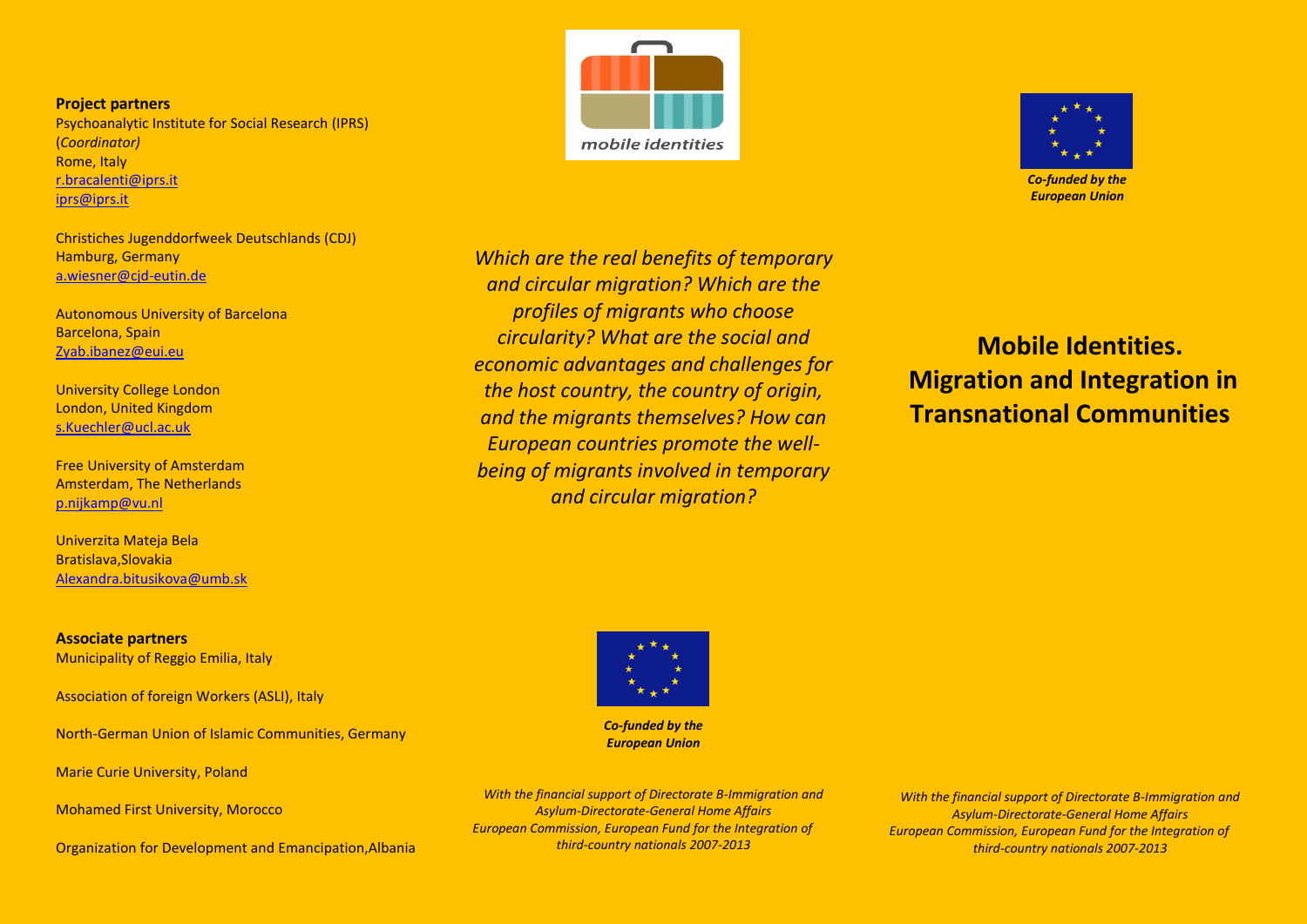**Project partners**

Psychoanalytic Institute for Social Research (IPRS)
(*Coordinator)*
Rome, Italy
r.bracalenti@iprs.it
iprs@iprs.it

Christiches Jugenddorfweek Deutschlands (CDJ)
Hamburg, Germany
a.wiesner@cjd-eutin.de

Autonomous University of Barcelona
Barcelona, Spain
Zyab.ibanez@eui.eu

University College London
London, United Kingdom
s.Kuechler@ucl.ac.uk

Free University of Amsterdam
Amsterdam, The Netherlands
p.nijkamp@vu.nl

Univerzita Mateja Bela
Bratislava,Slovakia
Alexandra.bitusikova@umb.sk

**Associate partners**

Municipality of Reggio Emilia, Italy

Association of foreign Workers (ASLI), Italy

North-German Union of Islamic Communities, Germany

Marie Curie University, Poland

Mohamed First University, Morocco

Organization for Development and Emancipation,Albania

mobile identities

*Which are the real benefits of temporary and circular migration? Which are the profiles of migrants who choose circularity? What are the social and economic advantages and challenges for the host country, the country of origin, and the migrants themselves? How can European countries promote the well-being of migrants involved in temporary and circular migration?*

***Co-funded by the European Union***

*With the financial support of Directorate B-Immigration and Asylum-Directorate-General Home Affairs European Commission, European Fund for the Integration of third-country nationals 2007-2013*

***Co-funded by the European Union***

# Mobile Identities. Migration and Integration in Transnational Communities

*With the financial support of Directorate B-Immigration and Asylum-Directorate-General Home Affairs European Commission, European Fund for the Integration of third-country nationals 2007-2013*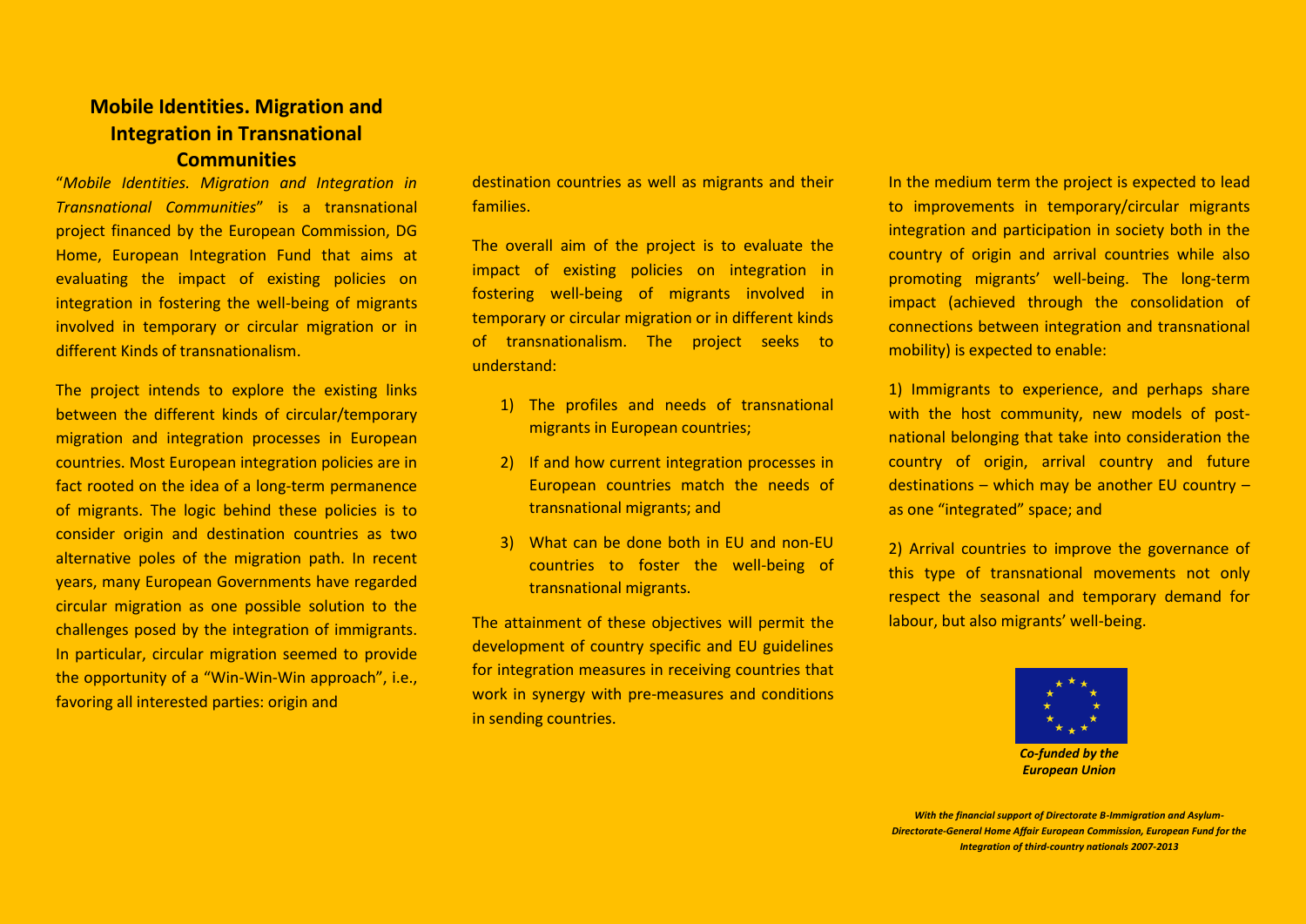## Mobile Identities. Migration and Integration in Transnational Communities

"*Mobile Identities. Migration and Integration in Transnational Communities*" is a transnational project financed by the European Commission, DG Home, European Integration Fund that aims at evaluating the impact of existing policies on integration in fostering the well-being of migrants involved in temporary or circular migration or in different Kinds of transnationalism.

The project intends to explore the existing links between the different kinds of circular/temporary migration and integration processes in European countries. Most European integration policies are in fact rooted on the idea of a long-term permanence of migrants. The logic behind these policies is to consider origin and destination countries as two alternative poles of the migration path. In recent years, many European Governments have regarded circular migration as one possible solution to the challenges posed by the integration of immigrants. In particular, circular migration seemed to provide the opportunity of a "Win-Win-Win approach", i.e., favoring all interested parties: origin and destination countries as well as migrants and their families.

The overall aim of the project is to evaluate the impact of existing policies on integration in fostering well-being of migrants involved in temporary or circular migration or in different kinds of transnationalism. The project seeks to understand:

1) The profiles and needs of transnational migrants in European countries;
2) If and how current integration processes in European countries match the needs of transnational migrants; and
3) What can be done both in EU and non-EU countries to foster the well-being of transnational migrants.

The attainment of these objectives will permit the development of country specific and EU guidelines for integration measures in receiving countries that work in synergy with pre-measures and conditions in sending countries.

In the medium term the project is expected to lead to improvements in temporary/circular migrants integration and participation in society both in the country of origin and arrival countries while also promoting migrants' well-being. The long-term impact (achieved through the consolidation of connections between integration and transnational mobility) is expected to enable:

1) Immigrants to experience, and perhaps share with the host community, new models of post-national belonging that take into consideration the country of origin, arrival country and future destinations – which may be another EU country – as one "integrated" space; and

2) Arrival countries to improve the governance of this type of transnational movements not only respect the seasonal and temporary demand for labour, but also migrants' well-being.

***Co-funded by the European Union***

***With the financial support of Directorate B-Immigration and Asylum-Directorate-General Home Affair European Commission, European Fund for the Integration of third-country nationals 2007-2013***